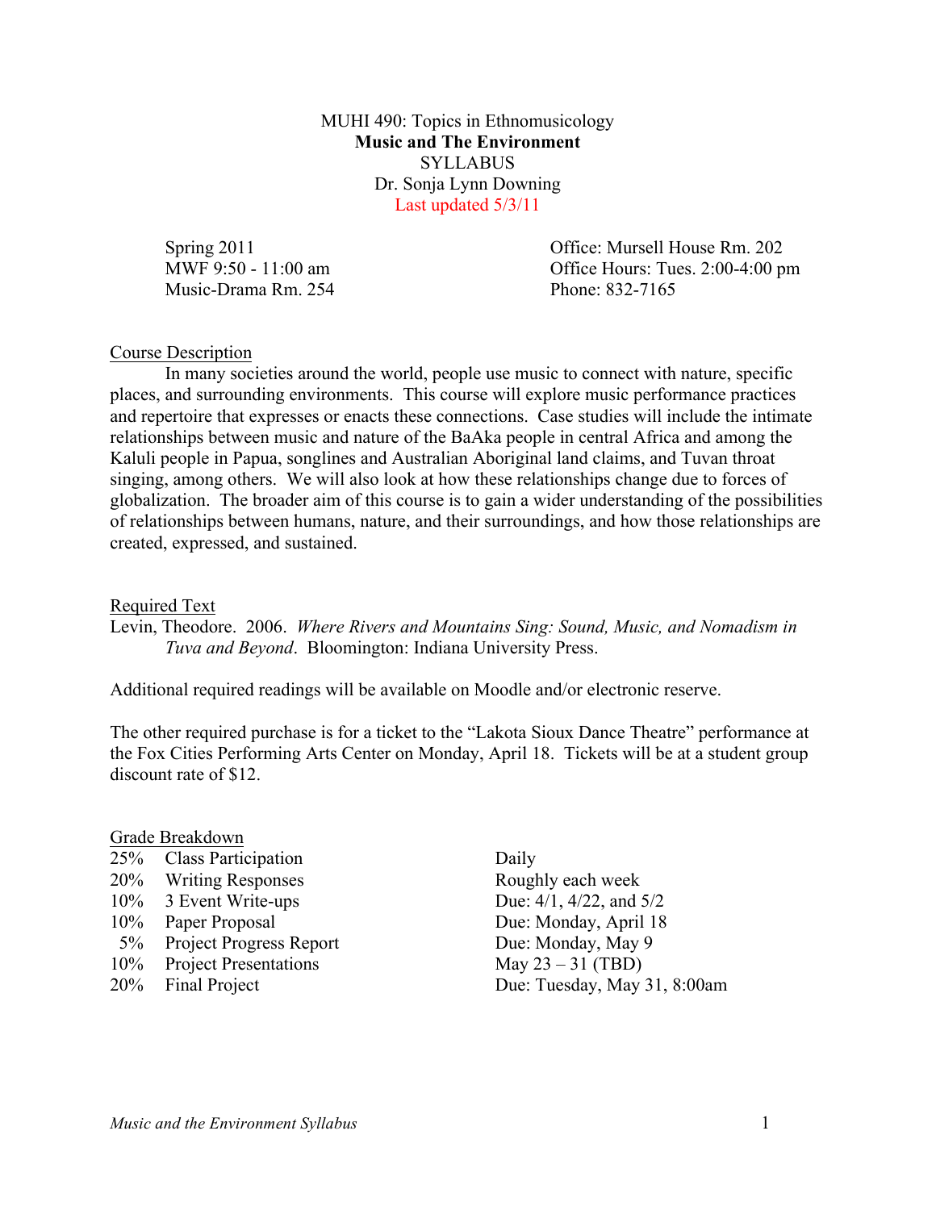MUHI 490: Topics in Ethnomusicology

**Music and The Environment**

SYLLABUS

Dr. Sonja Lynn Downing

Last updated 5/3/11

Spring 2011
MWF 9:50 - 11:00 am
Music-Drama Rm. 254

Office: Mursell House Rm. 202
Office Hours: Tues. 2:00-4:00 pm
Phone: 832-7165

## Course Description

In many societies around the world, people use music to connect with nature, specific places, and surrounding environments. This course will explore music performance practices and repertoire that expresses or enacts these connections. Case studies will include the intimate relationships between music and nature of the BaAka people in central Africa and among the Kaluli people in Papua, songlines and Australian Aboriginal land claims, and Tuvan throat singing, among others. We will also look at how these relationships change due to forces of globalization. The broader aim of this course is to gain a wider understanding of the possibilities of relationships between humans, nature, and their surroundings, and how those relationships are created, expressed, and sustained.

## Required Text

Levin, Theodore. 2006. *Where Rivers and Mountains Sing: Sound, Music, and Nomadism in Tuva and Beyond*. Bloomington: Indiana University Press.

Additional required readings will be available on Moodle and/or electronic reserve.

The other required purchase is for a ticket to the "Lakota Sioux Dance Theatre" performance at the Fox Cities Performing Arts Center on Monday, April 18. Tickets will be at a student group discount rate of $12.

## Grade Breakdown

| % | Component | Due |
|---|---|---|
| 25% | Class Participation | Daily |
| 20% | Writing Responses | Roughly each week |
| 10% | 3 Event Write-ups | Due: 4/1, 4/22, and 5/2 |
| 10% | Paper Proposal | Due: Monday, April 18 |
| 5% | Project Progress Report | Due: Monday, May 9 |
| 10% | Project Presentations | May 23 – 31 (TBD) |
| 20% | Final Project | Due: Tuesday, May 31, 8:00am |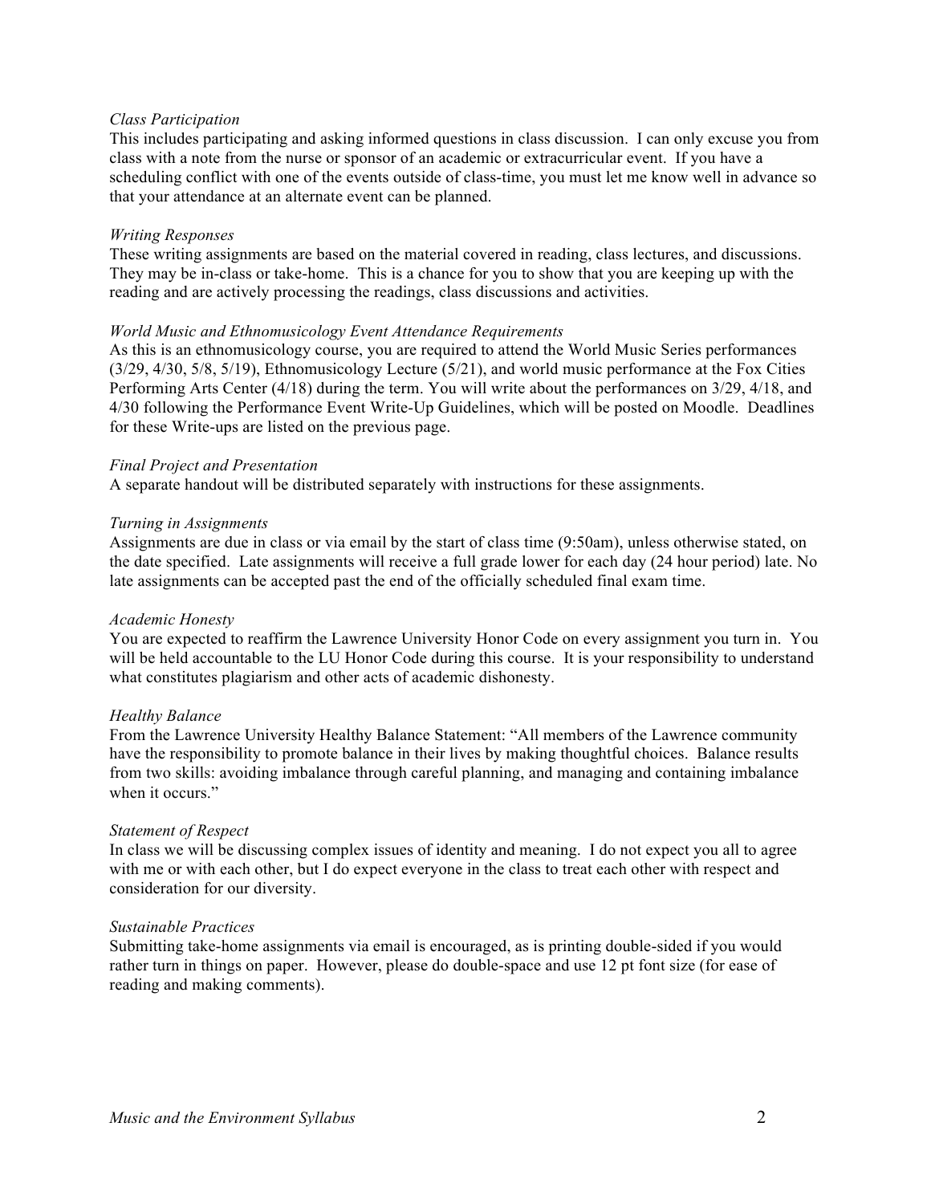*Class Participation*
This includes participating and asking informed questions in class discussion. I can only excuse you from class with a note from the nurse or sponsor of an academic or extracurricular event. If you have a scheduling conflict with one of the events outside of class-time, you must let me know well in advance so that your attendance at an alternate event can be planned.

*Writing Responses*
These writing assignments are based on the material covered in reading, class lectures, and discussions. They may be in-class or take-home. This is a chance for you to show that you are keeping up with the reading and are actively processing the readings, class discussions and activities.

*World Music and Ethnomusicology Event Attendance Requirements*
As this is an ethnomusicology course, you are required to attend the World Music Series performances (3/29, 4/30, 5/8, 5/19), Ethnomusicology Lecture (5/21), and world music performance at the Fox Cities Performing Arts Center (4/18) during the term. You will write about the performances on 3/29, 4/18, and 4/30 following the Performance Event Write-Up Guidelines, which will be posted on Moodle. Deadlines for these Write-ups are listed on the previous page.

*Final Project and Presentation*
A separate handout will be distributed separately with instructions for these assignments.

*Turning in Assignments*
Assignments are due in class or via email by the start of class time (9:50am), unless otherwise stated, on the date specified. Late assignments will receive a full grade lower for each day (24 hour period) late. No late assignments can be accepted past the end of the officially scheduled final exam time.

*Academic Honesty*
You are expected to reaffirm the Lawrence University Honor Code on every assignment you turn in. You will be held accountable to the LU Honor Code during this course. It is your responsibility to understand what constitutes plagiarism and other acts of academic dishonesty.

*Healthy Balance*
From the Lawrence University Healthy Balance Statement: "All members of the Lawrence community have the responsibility to promote balance in their lives by making thoughtful choices. Balance results from two skills: avoiding imbalance through careful planning, and managing and containing imbalance when it occurs."

*Statement of Respect*
In class we will be discussing complex issues of identity and meaning. I do not expect you all to agree with me or with each other, but I do expect everyone in the class to treat each other with respect and consideration for our diversity.

*Sustainable Practices*
Submitting take-home assignments via email is encouraged, as is printing double-sided if you would rather turn in things on paper. However, please do double-space and use 12 pt font size (for ease of reading and making comments).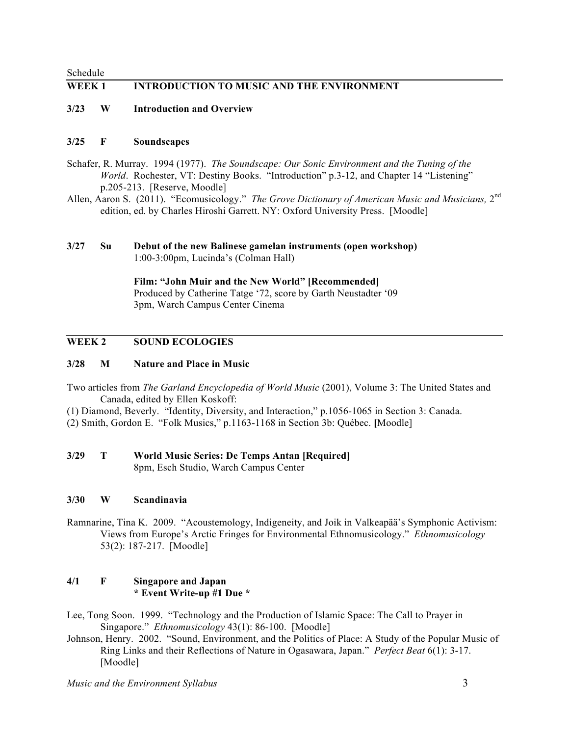Schedule

## WEEK 1 INTRODUCTION TO MUSIC AND THE ENVIRONMENT

**3/23 W Introduction and Overview**

**3/25 F Soundscapes**

Schafer, R. Murray. 1994 (1977). *The Soundscape: Our Sonic Environment and the Tuning of the World*. Rochester, VT: Destiny Books. "Introduction" p.3-12, and Chapter 14 "Listening" p.205-213. [Reserve, Moodle]

Allen, Aaron S. (2011). "Ecomusicology." *The Grove Dictionary of American Music and Musicians,* 2nd edition, ed. by Charles Hiroshi Garrett. NY: Oxford University Press. [Moodle]

**3/27 Su Debut of the new Balinese gamelan instruments (open workshop)**
1:00-3:00pm, Lucinda's (Colman Hall)

**Film: "John Muir and the New World" [Recommended]**
Produced by Catherine Tatge '72, score by Garth Neustadter '09
3pm, Warch Campus Center Cinema

## WEEK 2 SOUND ECOLOGIES

**3/28 M Nature and Place in Music**

Two articles from *The Garland Encyclopedia of World Music* (2001), Volume 3: The United States and Canada, edited by Ellen Koskoff:

(1) Diamond, Beverly. "Identity, Diversity, and Interaction," p.1056-1065 in Section 3: Canada.

(2) Smith, Gordon E. "Folk Musics," p.1163-1168 in Section 3b: Québec. [Moodle]

**3/29 T World Music Series: De Temps Antan [Required]**
8pm, Esch Studio, Warch Campus Center

**3/30 W Scandinavia**

Ramnarine, Tina K. 2009. "Acoustemology, Indigeneity, and Joik in Valkeapää's Symphonic Activism: Views from Europe's Arctic Fringes for Environmental Ethnomusicology." *Ethnomusicology* 53(2): 187-217. [Moodle]

**4/1 F Singapore and Japan**
**\* Event Write-up #1 Due \***

Lee, Tong Soon. 1999. "Technology and the Production of Islamic Space: The Call to Prayer in Singapore." *Ethnomusicology* 43(1): 86-100. [Moodle]

Johnson, Henry. 2002. "Sound, Environment, and the Politics of Place: A Study of the Popular Music of Ring Links and their Reflections of Nature in Ogasawara, Japan." *Perfect Beat* 6(1): 3-17. [Moodle]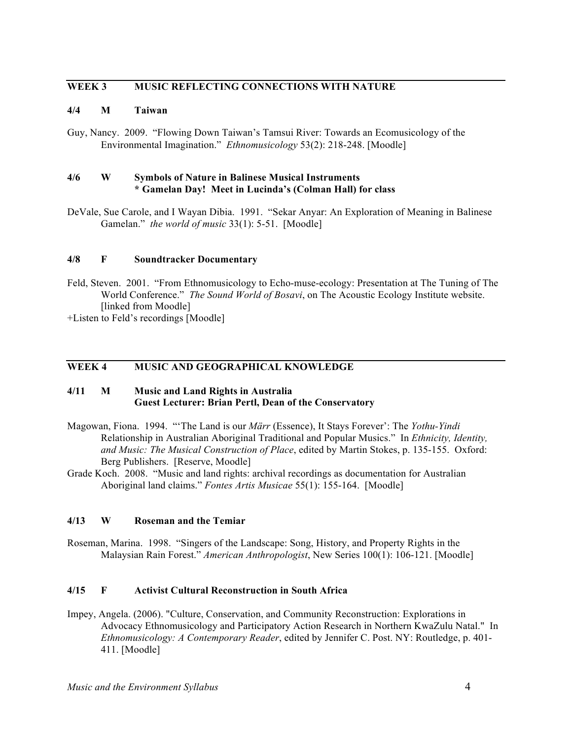## WEEK 3 MUSIC REFLECTING CONNECTIONS WITH NATURE

### 4/4 M Taiwan

Guy, Nancy. 2009. "Flowing Down Taiwan's Tamsui River: Towards an Ecomusicology of the Environmental Imagination." *Ethnomusicology* 53(2): 218-248. [Moodle]

### 4/6 W Symbols of Nature in Balinese Musical Instruments
**\* Gamelan Day! Meet in Lucinda's (Colman Hall) for class**

DeVale, Sue Carole, and I Wayan Dibia. 1991. "Sekar Anyar: An Exploration of Meaning in Balinese Gamelan." *the world of music* 33(1): 5-51. [Moodle]

### 4/8 F Soundtracker Documentary

Feld, Steven. 2001. "From Ethnomusicology to Echo-muse-ecology: Presentation at The Tuning of The World Conference." *The Sound World of Bosavi*, on The Acoustic Ecology Institute website. [linked from Moodle]
+Listen to Feld's recordings [Moodle]

## WEEK 4 MUSIC AND GEOGRAPHICAL KNOWLEDGE

### 4/11 M Music and Land Rights in Australia
**Guest Lecturer: Brian Pertl, Dean of the Conservatory**

Magowan, Fiona. 1994. "'The Land is our *Märr* (Essence), It Stays Forever': The *Yothu-Yindi* Relationship in Australian Aboriginal Traditional and Popular Musics." In *Ethnicity, Identity, and Music: The Musical Construction of Place*, edited by Martin Stokes, p. 135-155. Oxford: Berg Publishers. [Reserve, Moodle]

Grade Koch. 2008. "Music and land rights: archival recordings as documentation for Australian Aboriginal land claims." *Fontes Artis Musicae* 55(1): 155-164. [Moodle]

### 4/13 W Roseman and the Temiar

Roseman, Marina. 1998. "Singers of the Landscape: Song, History, and Property Rights in the Malaysian Rain Forest." *American Anthropologist*, New Series 100(1): 106-121. [Moodle]

### 4/15 F Activist Cultural Reconstruction in South Africa

Impey, Angela. (2006). "Culture, Conservation, and Community Reconstruction: Explorations in Advocacy Ethnomusicology and Participatory Action Research in Northern KwaZulu Natal." In *Ethnomusicology: A Contemporary Reader*, edited by Jennifer C. Post. NY: Routledge, p. 401-411. [Moodle]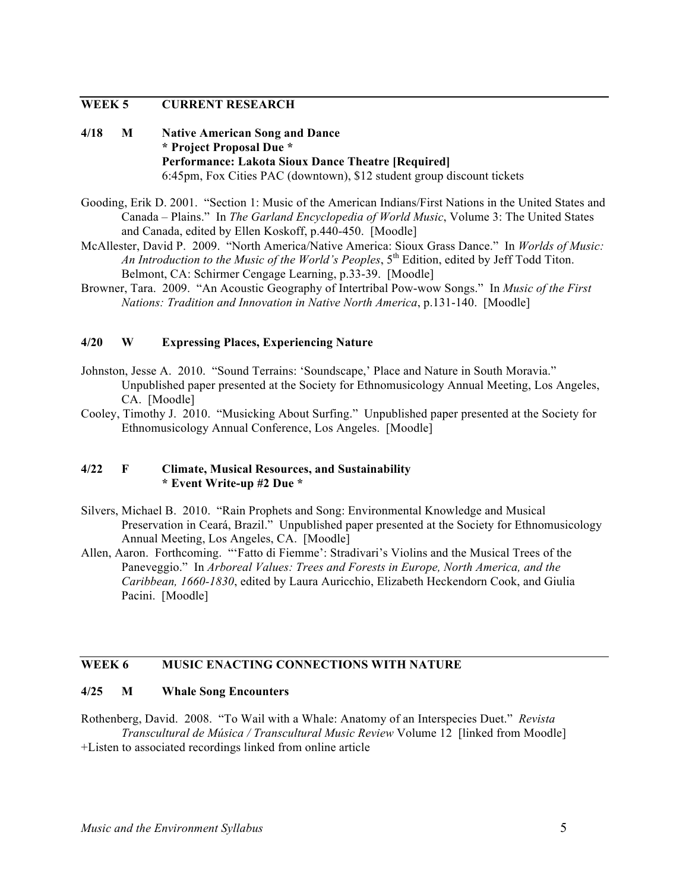## WEEK 5 CURRENT RESEARCH

### 4/18 M Native American Song and Dance

**\* Project Proposal Due \***

**Performance: Lakota Sioux Dance Theatre [Required]**

6:45pm, Fox Cities PAC (downtown), $12 student group discount tickets

Gooding, Erik D. 2001. "Section 1: Music of the American Indians/First Nations in the United States and Canada – Plains." In *The Garland Encyclopedia of World Music*, Volume 3: The United States and Canada, edited by Ellen Koskoff, p.440-450. [Moodle]

McAllester, David P. 2009. "North America/Native America: Sioux Grass Dance." In *Worlds of Music: An Introduction to the Music of the World's Peoples*, 5th Edition, edited by Jeff Todd Titon. Belmont, CA: Schirmer Cengage Learning, p.33-39. [Moodle]

Browner, Tara. 2009. "An Acoustic Geography of Intertribal Pow-wow Songs." In *Music of the First Nations: Tradition and Innovation in Native North America*, p.131-140. [Moodle]

### 4/20 W Expressing Places, Experiencing Nature

Johnston, Jesse A. 2010. "Sound Terrains: 'Soundscape,' Place and Nature in South Moravia." Unpublished paper presented at the Society for Ethnomusicology Annual Meeting, Los Angeles, CA. [Moodle]

Cooley, Timothy J. 2010. "Musicking About Surfing." Unpublished paper presented at the Society for Ethnomusicology Annual Conference, Los Angeles. [Moodle]

### 4/22 F Climate, Musical Resources, and Sustainability

**\* Event Write-up #2 Due \***

Silvers, Michael B. 2010. "Rain Prophets and Song: Environmental Knowledge and Musical Preservation in Ceará, Brazil." Unpublished paper presented at the Society for Ethnomusicology Annual Meeting, Los Angeles, CA. [Moodle]

Allen, Aaron. Forthcoming. "'Fatto di Fiemme': Stradivari's Violins and the Musical Trees of the Paneveggio." In *Arboreal Values: Trees and Forests in Europe, North America, and the Caribbean, 1660-1830*, edited by Laura Auricchio, Elizabeth Heckendorn Cook, and Giulia Pacini. [Moodle]

## WEEK 6 MUSIC ENACTING CONNECTIONS WITH NATURE

### 4/25 M Whale Song Encounters

Rothenberg, David. 2008. "To Wail with a Whale: Anatomy of an Interspecies Duet." *Revista Transcultural de Música / Transcultural Music Review* Volume 12 [linked from Moodle]

+Listen to associated recordings linked from online article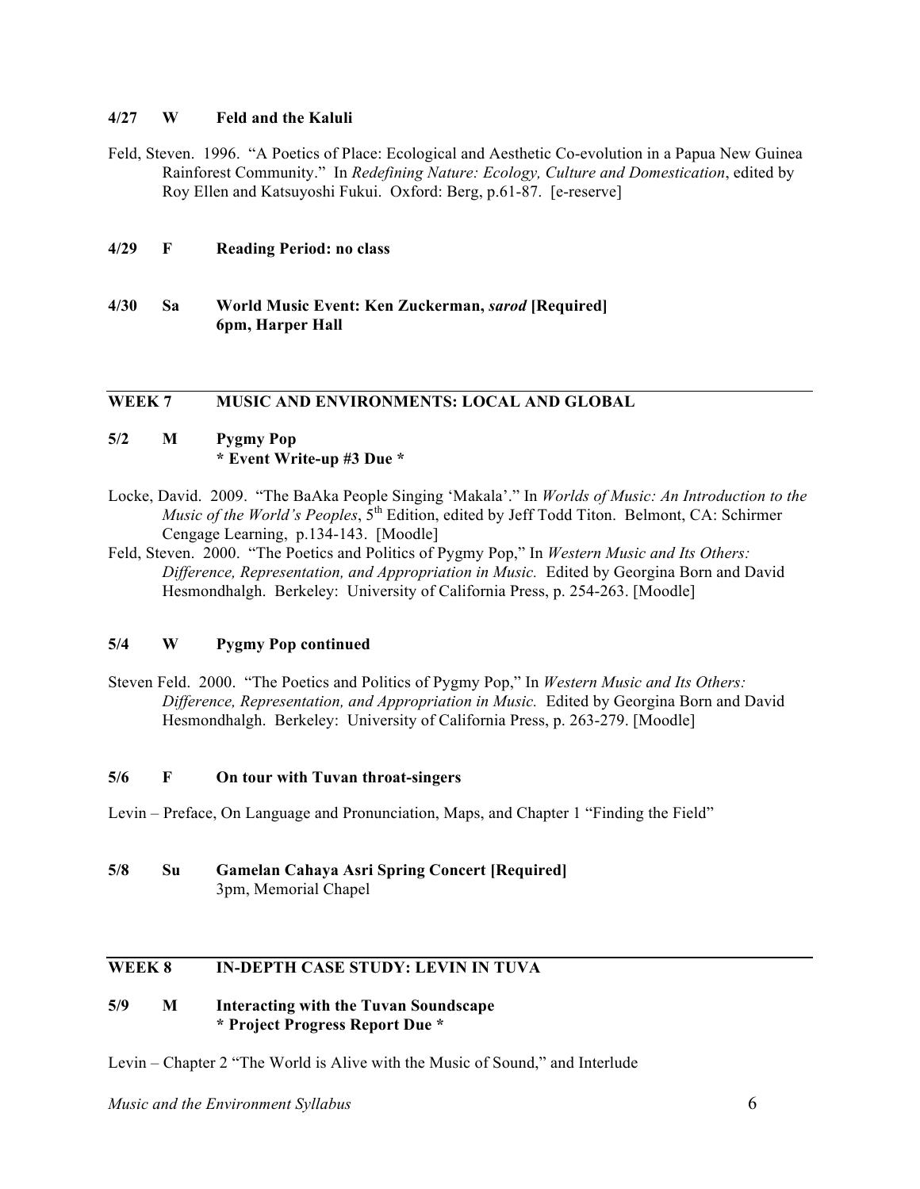**4/27 W Feld and the Kaluli**

Feld, Steven. 1996. "A Poetics of Place: Ecological and Aesthetic Co-evolution in a Papua New Guinea Rainforest Community." In *Redefining Nature: Ecology, Culture and Domestication*, edited by Roy Ellen and Katsuyoshi Fukui. Oxford: Berg, p.61-87. [e-reserve]

**4/29 F Reading Period: no class**

**4/30 Sa World Music Event: Ken Zuckerman, *sarod* [Required]**
**6pm, Harper Hall**

## WEEK 7 MUSIC AND ENVIRONMENTS: LOCAL AND GLOBAL

**5/2 M Pygmy Pop**
**\* Event Write-up #3 Due \***

Locke, David. 2009. "The BaAka People Singing 'Makala'." In *Worlds of Music: An Introduction to the Music of the World's Peoples*, 5th Edition, edited by Jeff Todd Titon. Belmont, CA: Schirmer Cengage Learning, p.134-143. [Moodle]

Feld, Steven. 2000. "The Poetics and Politics of Pygmy Pop," In *Western Music and Its Others: Difference, Representation, and Appropriation in Music.* Edited by Georgina Born and David Hesmondhalgh. Berkeley: University of California Press, p. 254-263. [Moodle]

**5/4 W Pygmy Pop continued**

Steven Feld. 2000. "The Poetics and Politics of Pygmy Pop," In *Western Music and Its Others: Difference, Representation, and Appropriation in Music.* Edited by Georgina Born and David Hesmondhalgh. Berkeley: University of California Press, p. 263-279. [Moodle]

**5/6 F On tour with Tuvan throat-singers**

Levin – Preface, On Language and Pronunciation, Maps, and Chapter 1 "Finding the Field"

**5/8 Su Gamelan Cahaya Asri Spring Concert [Required]**
3pm, Memorial Chapel

## WEEK 8 IN-DEPTH CASE STUDY: LEVIN IN TUVA

**5/9 M Interacting with the Tuvan Soundscape**
**\* Project Progress Report Due \***

Levin – Chapter 2 "The World is Alive with the Music of Sound," and Interlude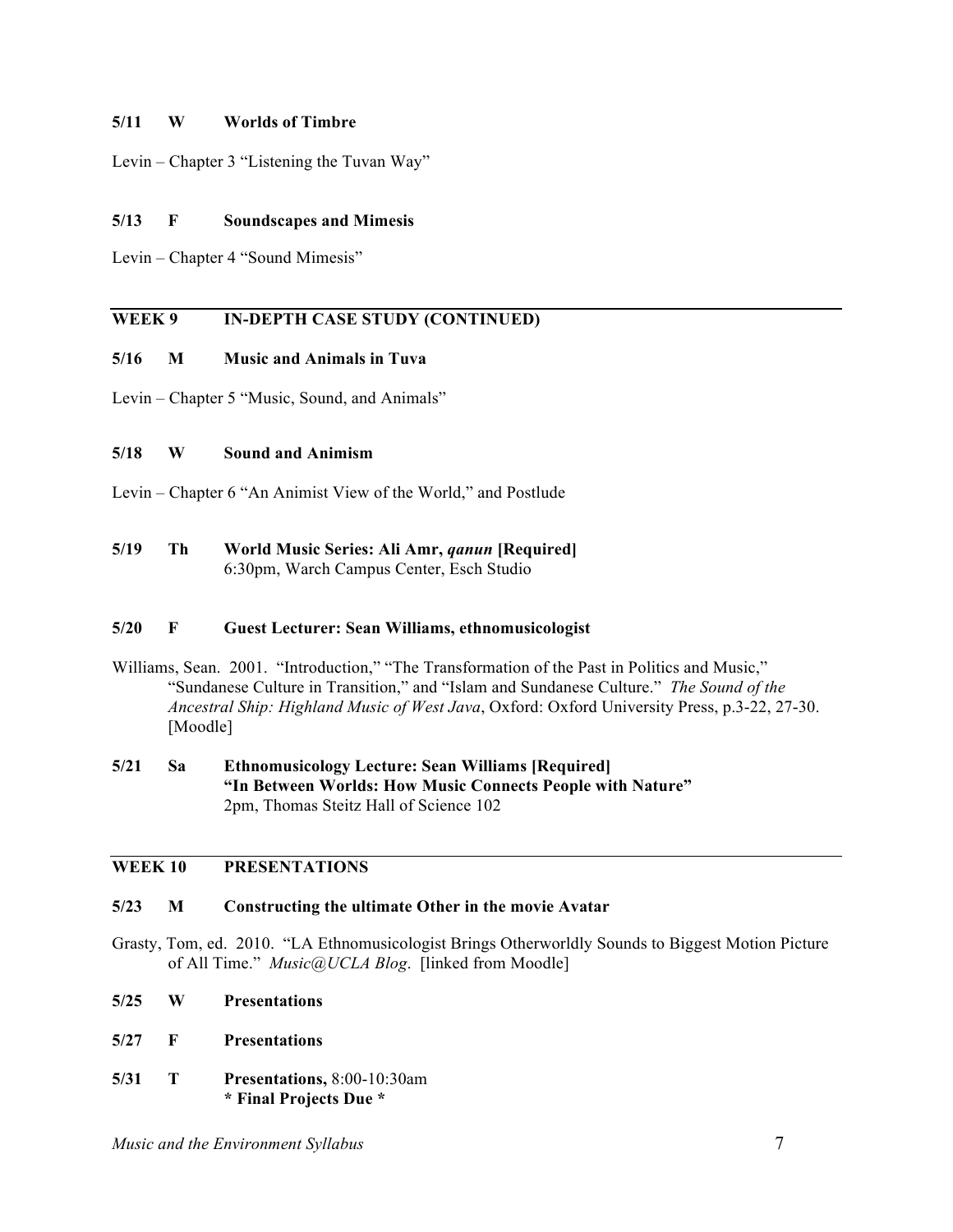**5/11 W Worlds of Timbre**

Levin – Chapter 3 “Listening the Tuvan Way”

**5/13 F Soundscapes and Mimesis**

Levin – Chapter 4 “Sound Mimesis”

## WEEK 9 IN-DEPTH CASE STUDY (CONTINUED)

**5/16 M Music and Animals in Tuva**

Levin – Chapter 5 “Music, Sound, and Animals”

**5/18 W Sound and Animism**

Levin – Chapter 6 “An Animist View of the World,” and Postlude

**5/19 Th World Music Series: Ali Amr, *qanun* [Required]**
6:30pm, Warch Campus Center, Esch Studio

**5/20 F Guest Lecturer: Sean Williams, ethnomusicologist**

Williams, Sean. 2001. “Introduction,” “The Transformation of the Past in Politics and Music,” “Sundanese Culture in Transition,” and “Islam and Sundanese Culture.” *The Sound of the Ancestral Ship: Highland Music of West Java*, Oxford: Oxford University Press, p.3-22, 27-30. [Moodle]

**5/21 Sa Ethnomusicology Lecture: Sean Williams [Required]**
**“In Between Worlds: How Music Connects People with Nature”**
2pm, Thomas Steitz Hall of Science 102

## WEEK 10 PRESENTATIONS

**5/23 M Constructing the ultimate Other in the movie Avatar**

Grasty, Tom, ed. 2010. “LA Ethnomusicologist Brings Otherworldly Sounds to Biggest Motion Picture of All Time.” *Music@UCLA Blog*. [linked from Moodle]

**5/25 W Presentations**

**5/27 F Presentations**

**5/31 T Presentations,** 8:00-10:30am
**\* Final Projects Due \***